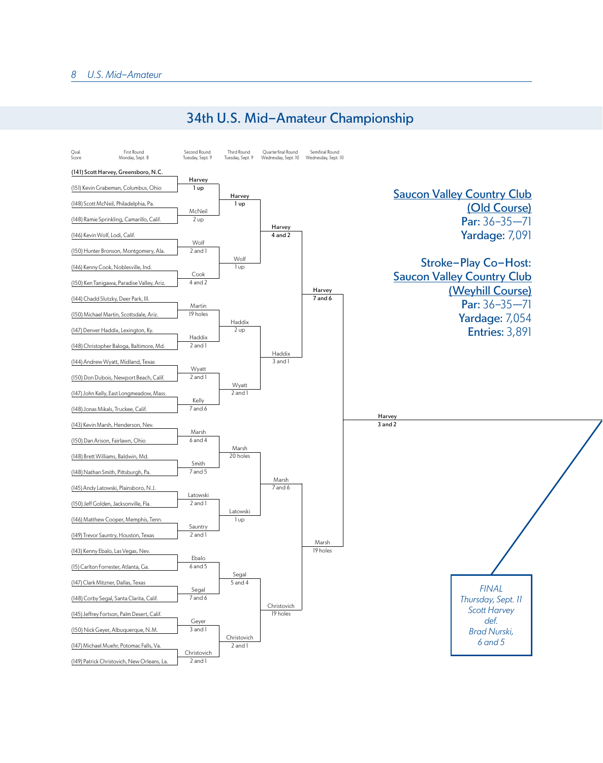## 34th U.S. Mid–Amateur Championship

**Saucon Valley Country Club (Old Course)**
**Par:** 36–35—71
**Yardage:** 7,091

**Stroke–Play Co–Host:**
**Saucon Valley Country Club (Weyhill Course)**
**Par:** 36–35—71
**Yardage:** 7,054
**Entries:** 3,891

| Qual. Score | First Round Monday, Sept. 8 | Second Round Tuesday, Sept. 9 | Third Round Tuesday, Sept. 9 | Quarterfinal Round Wednesday, Sept. 10 | Semifinal Round Wednesday, Sept. 10 |
|---|---|---|---|---|---|
| (141) | Scott Harvey, Greensboro, N.C. | Harvey 1 up | Harvey 1 up | Harvey 4 and 2 | Harvey 7 and 6 |
| (151) | Kevin Grabeman, Columbus, Ohio | | | | |
| (148) | Scott McNeil, Philadelphia, Pa. | McNeil 2 up | | | |
| (148) | Ramie Sprinkling, Camarillo, Calif. | | | | |
| (146) | Kevin Wolf, Lodi, Calif. | Wolf 2 and 1 | Wolf 1 up | | |
| (150) | Hunter Bronson, Montgomery, Ala. | | | | |
| (146) | Kenny Cook, Noblesville, Ind. | Cook 4 and 2 | | | |
| (150) | Ken Tanigawa, Paradise Valley, Ariz. | | | | |
| (144) | Chadd Slutzky, Deer Park, Ill. | Martin 19 holes | Haddix 2 up | Haddix 3 and 1 | |
| (150) | Michael Martin, Scottsdale, Ariz. | | | | |
| (147) | Denver Haddix, Lexington, Ky. | Haddix 2 and 1 | | | |
| (148) | Christopher Baloga, Baltimore, Md. | | | | |
| (144) | Andrew Wyatt, Midland, Texas | Wyatt 2 and 1 | Wyatt 2 and 1 | | |
| (150) | Don Dubois, Newport Beach, Calif. | | | | |
| (147) | John Kelly, East Longmeadow, Mass. | Kelly 7 and 6 | | | |
| (148) | Jonas Mikals, Truckee, Calif. | | | | |
| (143) | Kevin Marsh, Henderson, Nev. | Marsh 6 and 4 | Marsh 20 holes | Marsh 7 and 6 | Marsh 19 holes |
| (150) | Dan Arison, Fairlawn, Ohio | | | | |
| (148) | Brett Williams, Baldwin, Md. | Smith 7 and 5 | | | |
| (148) | Nathan Smith, Pittsburgh, Pa. | | | | |
| (145) | Andy Latowski, Plainsboro, N.J. | Latowski 2 and 1 | Latowski 1 up | | |
| (150) | Jeff Golden, Jacksonville, Fla. | | | | |
| (146) | Matthew Cooper, Memphis, Tenn. | Sauntry 2 and 1 | | | |
| (149) | Trevor Sauntry, Houston, Texas | | | | |
| (143) | Kenny Ebalo, Las Vegas, Nev. | Ebalo 6 and 5 | Segal 5 and 4 | Christovich 19 holes | |
| (15) | Carlton Forrester, Atlanta, Ga. | | | | |
| (147) | Clark Mitzner, Dallas, Texas | Segal 7 and 6 | | | |
| (148) | Corby Segal, Santa Clarita, Calif. | | | | |
| (145) | Jeffrey Fortson, Palm Desert, Calif. | Geyer 3 and 1 | Christovich 2 and 1 | | |
| (150) | Nick Geyer, Albuquerque, N.M. | | | | |
| (147) | Michael Muehr, Potomac Falls, Va. | Christovich 2 and 1 | | | |
| (149) | Patrick Christovich, New Orleans, La. | | | | |

**Harvey 3 and 2**

*FINAL*
*Thursday, Sept. 11*
*Scott Harvey def. Brad Nurski, 6 and 5*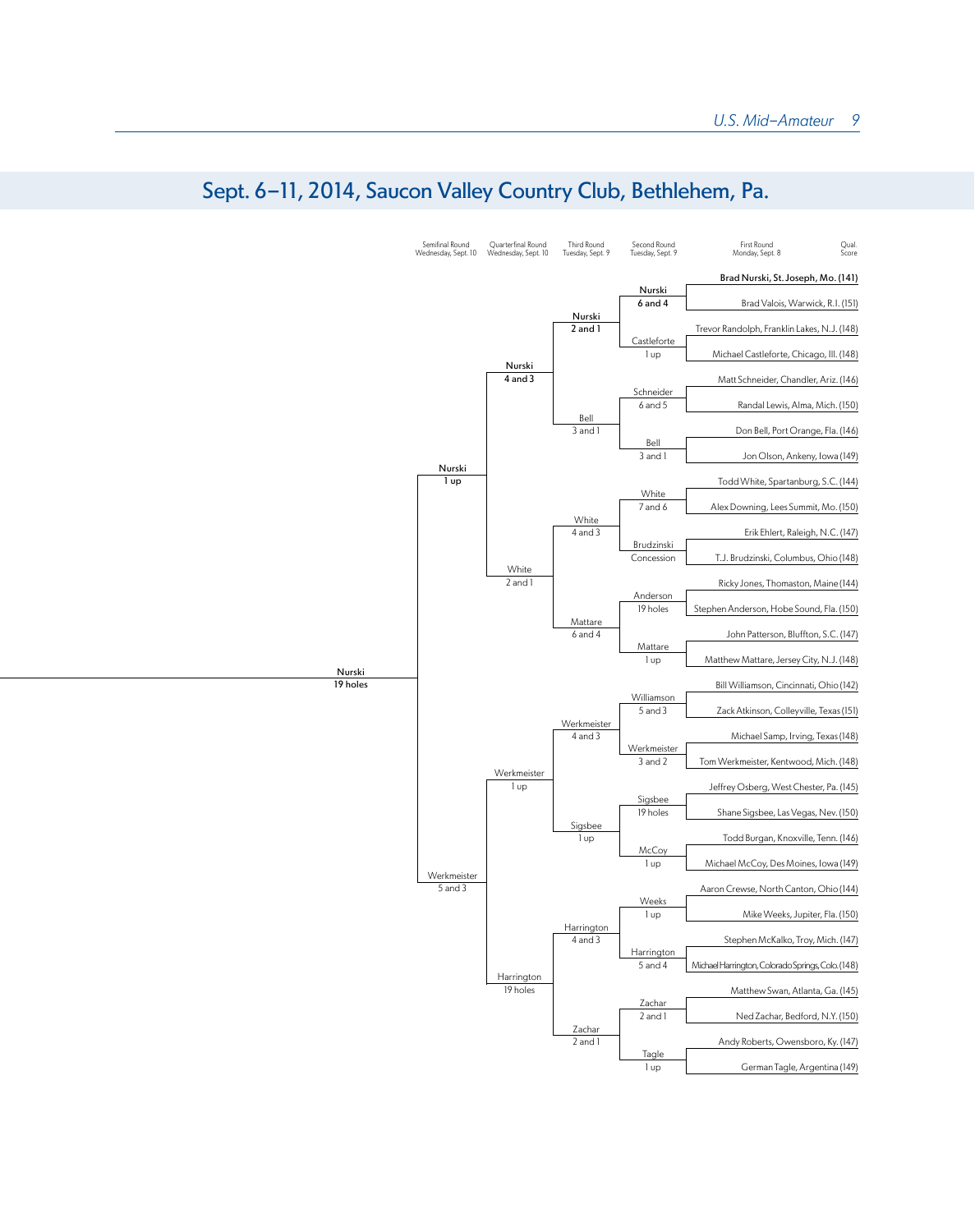## Sept. 6–11, 2014, Saucon Valley Country Club, Bethlehem, Pa.

### First Round (Monday, Sept. 8) — with Qualifying Score

| First Round Matchup | Qual. Score | Winner | Result |
|---|---|---|---|
| Brad Nurski, St. Joseph, Mo. | 141 | Nurski | 6 and 4 |
| Brad Valois, Warwick, R.I. | 151 | | |
| Trevor Randolph, Franklin Lakes, N.J. | 148 | Castleforte | 1 up |
| Michael Castleforte, Chicago, Ill. | 148 | | |
| Matt Schneider, Chandler, Ariz. | 146 | Schneider | 6 and 5 |
| Randal Lewis, Alma, Mich. | 150 | | |
| Don Bell, Port Orange, Fla. | 146 | Bell | 3 and 1 |
| Jon Olson, Ankeny, Iowa | 149 | | |
| Todd White, Spartanburg, S.C. | 144 | White | 7 and 6 |
| Alex Downing, Lees Summit, Mo. | 150 | | |
| Erik Ehlert, Raleigh, N.C. | 147 | Brudzinski | Concession |
| T.J. Brudzinski, Columbus, Ohio | 148 | | |
| Ricky Jones, Thomaston, Maine | 144 | Anderson | 19 holes |
| Stephen Anderson, Hobe Sound, Fla. | 150 | | |
| John Patterson, Bluffton, S.C. | 147 | Mattare | 1 up |
| Matthew Mattare, Jersey City, N.J. | 148 | | |
| Bill Williamson, Cincinnati, Ohio | 142 | Williamson | 5 and 3 |
| Zack Atkinson, Colleyville, Texas | 151 | | |
| Michael Samp, Irving, Texas | 148 | Werkmeister | 3 and 2 |
| Tom Werkmeister, Kentwood, Mich. | 148 | | |
| Jeffrey Osberg, West Chester, Pa. | 145 | Sigsbee | 19 holes |
| Shane Sigsbee, Las Vegas, Nev. | 150 | | |
| Todd Burgan, Knoxville, Tenn. | 146 | McCoy | 1 up |
| Michael McCoy, Des Moines, Iowa | 149 | | |
| Aaron Crewse, North Canton, Ohio | 144 | Weeks | 1 up |
| Mike Weeks, Jupiter, Fla. | 150 | | |
| Stephen McKalko, Troy, Mich. | 147 | Harrington | 5 and 4 |
| Michael Harrington, Colorado Springs, Colo. | 148 | | |
| Matthew Swan, Atlanta, Ga. | 145 | Zachar | 2 and 1 |
| Ned Zachar, Bedford, N.Y. | 150 | | |
| Andy Roberts, Owensboro, Ky. | 147 | Tagle | 1 up |
| German Tagle, Argentina | 149 | | |

### Second Round (Tuesday, Sept. 9)

| Matchup | Winner | Result |
|---|---|---|
| Nurski vs. Castleforte | Nurski | 2 and 1 |
| Schneider vs. Bell | Bell | 3 and 1 |
| White vs. Brudzinski | White | 4 and 3 |
| Anderson vs. Mattare | Mattare | 6 and 4 |
| Williamson vs. Werkmeister | Werkmeister | 4 and 3 |
| Sigsbee vs. McCoy | Sigsbee | 1 up |
| Weeks vs. Harrington | Harrington | 4 and 3 |
| Zachar vs. Tagle | Zachar | 2 and 1 |

### Third Round (Tuesday, Sept. 9)

| Matchup | Winner | Result |
|---|---|---|
| Nurski vs. Bell | Nurski | 4 and 3 |
| White vs. Mattare | White | 2 and 1 |
| Werkmeister vs. Sigsbee | Werkmeister | 1 up |
| Harrington vs. Zachar | Harrington | 19 holes |

### Quarterfinal Round (Wednesday, Sept. 10)

| Matchup | Winner | Result |
|---|---|---|
| Nurski vs. White | Nurski | 1 up |
| Werkmeister vs. Harrington | Werkmeister | 5 and 3 |

### Semifinal Round (Wednesday, Sept. 10)

| Matchup | Winner | Result |
|---|---|---|
| Nurski vs. Werkmeister | Nurski | 19 holes |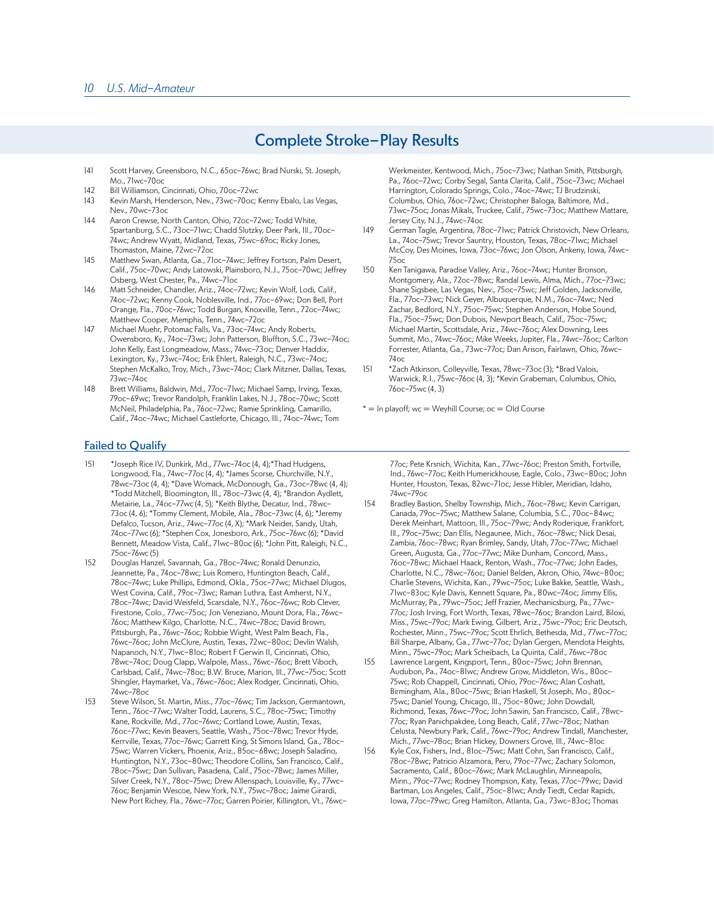## Complete Stroke-Play Results

141 Scott Harvey, Greensboro, N.C., 65oc–76wc; Brad Nurski, St. Joseph, Mo., 71wc–70oc

142 Bill Williamson, Cincinnati, Ohio, 70oc–72wc

143 Kevin Marsh, Henderson, Nev., 73wc–70oc; Kenny Ebalo, Las Vegas, Nev., 70wc–73oc

144 Aaron Crewse, North Canton, Ohio, 72oc–72wc; Todd White, Spartanburg, S.C., 73oc–71wc; Chadd Slutzky, Deer Park, Ill., 70oc–74wc; Andrew Wyatt, Midland, Texas, 75wc–69oc; Ricky Jones, Thomaston, Maine, 72wc–72oc

145 Matthew Swan, Atlanta, Ga., 71oc–74wc; Jeffrey Fortson, Palm Desert, Calif., 75oc–70wc; Andy Latowski, Plainsboro, N.J., 75oc–70wc; Jeffrey Osberg, West Chester, Pa., 74wc–71oc

146 Matt Schneider, Chandler, Ariz., 74oc–72wc; Kevin Wolf, Lodi, Calif., 74oc–72wc; Kenny Cook, Noblesville, Ind., 77oc–69wc; Don Bell, Port Orange, Fla., 70oc–76wc; Todd Burgan, Knoxville, Tenn., 72oc–74wc; Matthew Cooper, Memphis, Tenn., 74wc–72oc

147 Michael Muehr, Potomac Falls, Va., 73oc–74wc; Andy Roberts, Owensboro, Ky., 74oc–73wc; John Patterson, Bluffton, S.C., 73wc–74oc; John Kelly, East Longmeadow, Mass., 74wc–73oc; Denver Haddix, Lexington, Ky., 73wc–74oc; Erik Ehlert, Raleigh, N.C., 73wc–74oc; Stephen McKalko, Troy, Mich., 73wc–74oc; Clark Mitzner, Dallas, Texas, 73wc–74oc

148 Brett Williams, Baldwin, Md., 77oc–71wc; Michael Samp, Irving, Texas, 79oc–69wc; Trevor Randolph, Franklin Lakes, N.J., 78oc–70wc; Scott McNeil, Philadelphia, Pa., 76oc–72wc; Ramie Sprinkling, Camarillo, Calif., 74oc–74wc; Michael Castleforte, Chicago, Ill., 74oc–74wc; Tom Werkmeister, Kentwood, Mich., 75oc–73wc; Nathan Smith, Pittsburgh, Pa., 76oc–72wc; Corby Segal, Santa Clarita, Calif., 75oc–73wc; Michael Harrington, Colorado Springs, Colo., 74oc–74wc; TJ Brudzinski, Columbus, Ohio, 76oc–72wc; Christopher Baloga, Baltimore, Md., 73wc–75oc; Jonas Mikals, Truckee, Calif., 75wc–73oc; Matthew Mattare, Jersey City, N.J., 74wc–74oc

149 German Tagle, Argentina, 78oc–71wc; Patrick Christovich, New Orleans, La., 74oc–75wc; Trevor Sauntry, Houston, Texas, 78oc–71wc; Michael McCoy, Des Moines, Iowa, 73oc–76wc; Jon Olson, Ankeny, Iowa, 74wc–75oc

150 Ken Tanigawa, Paradise Valley, Ariz., 76oc–74wc; Hunter Bronson, Montgomery, Ala., 72oc–78wc; Randal Lewis, Alma, Mich., 77oc–73wc; Shane Sigsbee, Las Vegas, Nev., 75oc–75wc; Jeff Golden, Jacksonville, Fla., 77oc–73wc; Nick Geyer, Albuquerque, N.M., 76oc–74wc; Ned Zachar, Bedford, N.Y., 75oc–75wc; Stephen Anderson, Hobe Sound, Fla., 75oc–75wc; Don Dubois, Newport Beach, Calif., 75oc–75wc; Michael Martin, Scottsdale, Ariz., 74wc–76oc; Alex Downing, Lees Summit, Mo., 74wc–76oc; Mike Weeks, Jupiter, Fla., 74wc–76oc; Carlton Forrester, Atlanta, Ga., 73wc–77oc; Dan Arison, Fairlawn, Ohio, 76wc–74oc

151 *Zach Atkinson, Colleyville, Texas, 78wc–73oc (3); *Brad Valois, Warwick, R.I., 75wc–76oc (4, 3); *Kevin Grabeman, Columbus, Ohio, 76oc–75wc (4, 3)

* = In playoff; wc = Weyhill Course; oc = Old Course

### Failed to Qualify

151 *Joseph Rice IV, Dunkirk, Md., 77wc–74oc (4, 4);*Thad Hudgens, Longwood, Fla., 74wc–77oc (4, 4); *James Scorse, Churchville, N.Y., 78wc–73oc (4, 4); *Dave Womack, McDonough, Ga., 73oc–78wc (4, 4); *Todd Mitchell, Bloomington, Ill., 78oc–73wc (4, 4); *Brandon Aydlett, Metairie, La., 74oc–77wc (4, 5); *Keith Blythe, Decatur, Ind., 78wc–73oc (4, 6); *Tommy Clement, Mobile, Ala., 78oc–73wc (4, 6); *Jeremy Defalco, Tucson, Ariz., 74wc–77oc (4, X); *Mark Neider, Sandy, Utah, 74oc–77wc (6); *Stephen Cox, Jonesboro, Ark., 75oc–76wc (6); *David Bennett, Meadow Vista, Calif., 71wc–80oc (6); *John Pitt, Raleigh, N.C., 75oc–76wc (5)

152 Douglas Hanzel, Savannah, Ga., 78oc–74wc; Ronald Denunzio, Jeannette, Pa., 74oc–78wc; Luis Romero, Huntington Beach, Calif., 78oc–74wc; Luke Phillips, Edmond, Okla., 75oc–77wc; Michael Dlugos, West Covina, Calif., 79oc–73wc; Raman Luthra, East Amherst, N.Y., 78oc–74wc; David Weisfeld, Scarsdale, N.Y., 76oc–76wc; Rob Clever, Firestone, Colo., 77wc–75oc; Jon Veneziano, Mount Dora, Fla., 76wc–76oc; Matthew Kilgo, Charlotte, N.C., 74wc–78oc; David Brown, Pittsburgh, Pa., 76wc–76oc; Robbie Wight, West Palm Beach, Fla., 76wc–76oc; John McClure, Austin, Texas, 72wc–80oc; Devlin Walsh, Napanoch, N.Y., 71wc–81oc; Robert F Gerwin II, Cincinnati, Ohio, 78wc–74oc; Doug Clapp, Walpole, Mass., 76wc–76oc; Brett Viboch, Carlsbad, Calif., 74wc–78oc; B.W. Bruce, Marion, Ill., 77wc–75oc; Scott Shingler, Haymarket, Va., 76wc–76oc; Alex Rodger, Cincinnati, Ohio, 74wc–78oc

153 Steve Wilson, St. Martin, Miss., 77oc–76wc; Tim Jackson, Germantown, Tenn., 76oc–77wc; Walter Todd, Laurens, S.C., 78oc–75wc; Timothy Kane, Rockville, Md., 77oc–76wc; Cortland Lowe, Austin, Texas, 76oc–77wc; Kevin Beavers, Seattle, Wash., 75oc–78wc; Trevor Hyde, Kerrville, Texas, 77oc–76wc; Garrett King, St Simons Island, Ga., 78oc–75wc; Warren Vickers, Phoenix, Ariz., 85oc–68wc; Joseph Saladino, Huntington, N.Y., 73oc–80wc; Theodore Collins, San Francisco, Calif., 78oc–75wc; Dan Sullivan, Pasadena, Calif., 75oc–78wc; James Miller, Silver Creek, N.Y., 78oc–75wc; Drew Allenspach, Louisville, Ky., 77wc–76oc; Benjamin Wescoe, New York, N.Y., 75wc–78oc; Jaime Girardi, New Port Richey, Fla., 76wc–77oc; Garren Poirier, Killington, Vt., 76wc–77oc; Pete Krsnich, Wichita, Kan., 77wc–76oc; Preston Smith, Fortville, Ind., 76wc–77oc; Keith Humerickhouse, Eagle, Colo., 73wc–80oc; John Hunter, Houston, Texas, 82wc–71oc; Jesse Hibler, Meridian, Idaho, 74wc–79oc

154 Bradley Bastion, Shelby Township, Mich., 76oc–78wc; Kevin Carrigan, Canada, 79oc–75wc; Matthew Salane, Columbia, S.C., 70oc–84wc; Derek Meinhart, Mattoon, Ill., 75oc–79wc; Andy Roderique, Frankfort, Ill., 79oc–75wc; Dan Ellis, Negaunee, Mich., 76oc–78wc; Nick Desai, Zambia, 76oc–78wc; Ryan Brimley, Sandy, Utah, 77oc–77wc; Michael Green, Augusta, Ga., 77oc–77wc; Mike Dunham, Concord, Mass., 76oc–78wc; Michael Haack, Renton, Wash., 77oc–77wc; John Eades, Charlotte, N.C., 78wc–76oc; Daniel Belden, Akron, Ohio, 74wc–80oc; Charlie Stevens, Wichita, Kan., 79wc–75oc; Luke Bakke, Seattle, Wash., 71wc–83oc; Kyle Davis, Kennett Square, Pa., 80wc–74oc; Jimmy Ellis, McMurray, Pa., 79wc–75oc; Jeff Frazier, Mechanicsburg, Pa., 77wc–77oc; Josh Irving, Fort Worth, Texas, 78wc–76oc; Brandon Laird, Biloxi, Miss., 75wc–79oc; Mark Ewing, Gilbert, Ariz., 75wc–79oc; Eric Deutsch, Rochester, Minn., 75wc–79oc; Scott Ehrlich, Bethesda, Md., 77wc–77oc; Bill Sharpe, Albany, Ga., 77wc–77oc; Dylan Gergen, Mendota Heights, Minn., 75wc–79oc; Mark Scheibach, La Quinta, Calif., 76wc–78oc

155 Lawrence Largent, Kingsport, Tenn., 80oc–75wc; John Brennan, Audubon, Pa., 74oc–81wc; Andrew Grow, Middleton, Wis., 80oc–75wc; Rob Chappell, Cincinnati, Ohio, 79oc–76wc; Alan Coshatt, Birmingham, Ala., 80oc–75wc; Brian Haskell, St Joseph, Mo., 80oc–75wc; Daniel Young, Chicago, Ill., 75oc–80wc; John Dowdall, Richmond, Texas, 76wc–79oc; John Sawin, San Francisco, Calif., 78wc–77oc; Ryan Panichpakdee, Long Beach, Calif., 77wc–78oc; Nathan Celusta, Newbury Park, Calif., 76wc–79oc; Andrew Tindall, Manchester, Mich., 77wc–78oc; Brian Hickey, Downers Grove, Ill., 74wc–81oc

156 Kyle Cox, Fishers, Ind., 81oc–75wc; Matt Cohn, San Francisco, Calif., 78oc–78wc; Patricio Alzamora, Peru, 79oc–77wc; Zachary Solomon, Sacramento, Calif., 80oc–76wc; Mark McLaughlin, Minneapolis, Minn., 79oc–77wc; Rodney Thompson, Katy, Texas, 77oc–79wc; David Bartman, Los Angeles, Calif., 75oc–81wc; Andy Tiedt, Cedar Rapids, Iowa, 77oc–79wc; Greg Hamilton, Atlanta, Ga., 73wc–83oc; Thomas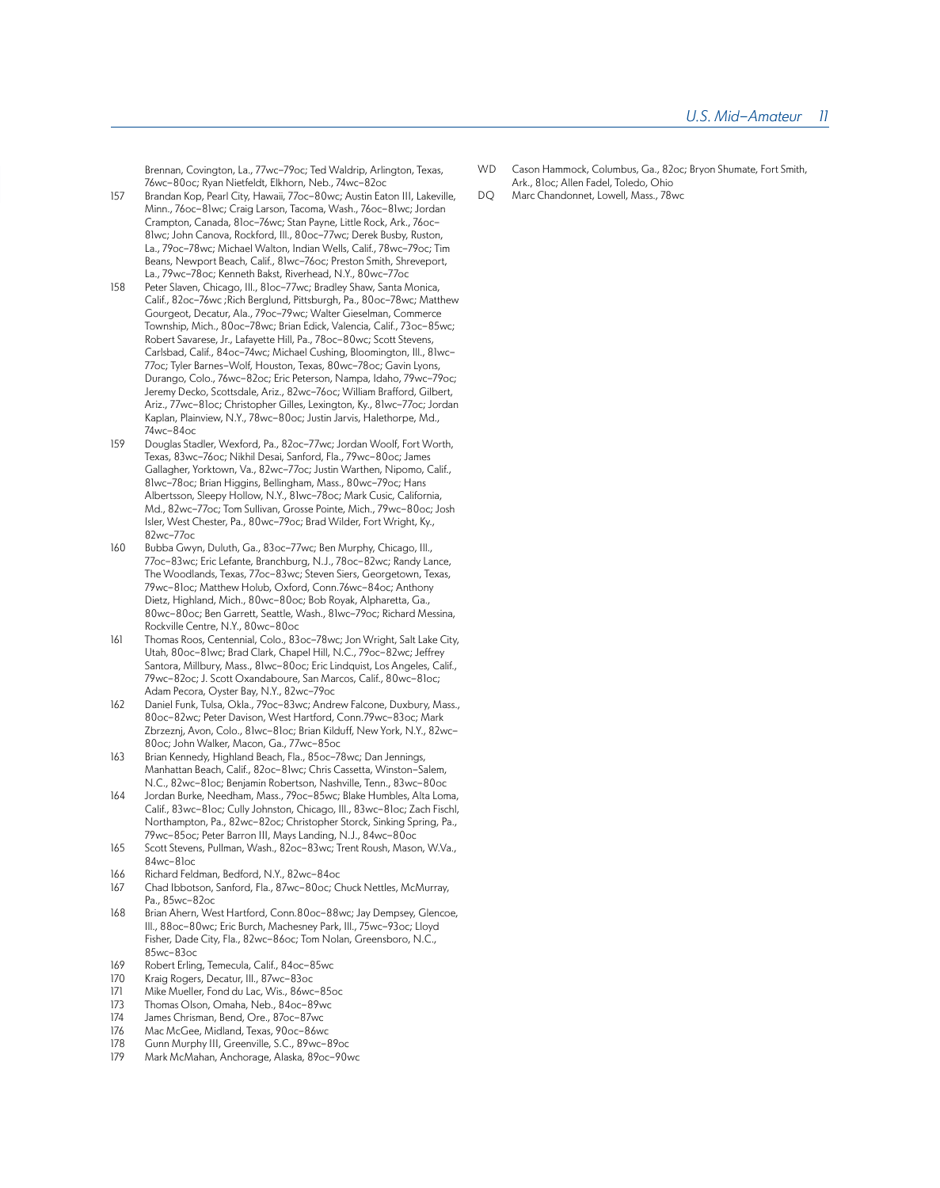Brennan, Covington, La., 77wc–79oc; Ted Waldrip, Arlington, Texas, 76wc–80oc; Ryan Nietfeldt, Elkhorn, Neb., 74wc–82oc

157 Brandan Kop, Pearl City, Hawaii, 77oc–80wc; Austin Eaton III, Lakeville, Minn., 76oc–81wc; Craig Larson, Tacoma, Wash., 76oc–81wc; Jordan Crampton, Canada, 81oc–76wc; Stan Payne, Little Rock, Ark., 76oc–81wc; John Canova, Rockford, Ill., 80oc–77wc; Derek Busby, Ruston, La., 79oc–78wc; Michael Walton, Indian Wells, Calif., 78wc–79oc; Tim Beans, Newport Beach, Calif., 81wc–76oc; Preston Smith, Shreveport, La., 79wc–78oc; Kenneth Bakst, Riverhead, N.Y., 80wc–77oc

158 Peter Slaven, Chicago, Ill., 81oc–77wc; Bradley Shaw, Santa Monica, Calif., 82oc–76wc ;Rich Berglund, Pittsburgh, Pa., 80oc–78wc; Matthew Gourgeot, Decatur, Ala., 79oc–79wc; Walter Gieselman, Commerce Township, Mich., 80oc–78wc; Brian Edick, Valencia, Calif., 73oc–85wc; Robert Savarese, Jr., Lafayette Hill, Pa., 78oc–80wc; Scott Stevens, Carlsbad, Calif., 84oc–74wc; Michael Cushing, Bloomington, Ill., 81wc–77oc; Tyler Barnes–Wolf, Houston, Texas, 80wc–78oc; Gavin Lyons, Durango, Colo., 76wc–82oc; Eric Peterson, Nampa, Idaho, 79wc–79oc; Jeremy Decko, Scottsdale, Ariz., 82wc–76oc; William Brafford, Gilbert, Ariz., 77wc–81oc; Christopher Gilles, Lexington, Ky., 81wc–77oc; Jordan Kaplan, Plainview, N.Y., 78wc–80oc; Justin Jarvis, Halethorpe, Md., 74wc–84oc

159 Douglas Stadler, Wexford, Pa., 82oc–77wc; Jordan Woolf, Fort Worth, Texas, 83wc–76oc; Nikhil Desai, Sanford, Fla., 79wc–80oc; James Gallagher, Yorktown, Va., 82wc–77oc; Justin Warthen, Nipomo, Calif., 81wc–78oc; Brian Higgins, Bellingham, Mass., 80wc–79oc; Hans Albertsson, Sleepy Hollow, N.Y., 81wc–78oc; Mark Cusic, California, Md., 82wc–77oc; Tom Sullivan, Grosse Pointe, Mich., 79wc–80oc; Josh Isler, West Chester, Pa., 80wc–79oc; Brad Wilder, Fort Wright, Ky., 82wc–77oc

160 Bubba Gwyn, Duluth, Ga., 83oc–77wc; Ben Murphy, Chicago, Ill., 77oc–83wc; Eric Lefante, Branchburg, N.J., 78oc–82wc; Randy Lance, The Woodlands, Texas, 77oc–83wc; Steven Siers, Georgetown, Texas, 79wc–81oc; Matthew Holub, Oxford, Conn.76wc–84oc; Anthony Dietz, Highland, Mich., 80wc–80oc; Bob Royak, Alpharetta, Ga., 80wc–80oc; Ben Garrett, Seattle, Wash., 81wc–79oc; Richard Messina, Rockville Centre, N.Y., 80wc–80oc

161 Thomas Roos, Centennial, Colo., 83oc–78wc; Jon Wright, Salt Lake City, Utah, 80oc–81wc; Brad Clark, Chapel Hill, N.C., 79oc–82wc; Jeffrey Santora, Millbury, Mass., 81wc–80oc; Eric Lindquist, Los Angeles, Calif., 79wc–82oc; J. Scott Oxandaboure, San Marcos, Calif., 80wc–81oc; Adam Pecora, Oyster Bay, N.Y., 82wc–79oc

162 Daniel Funk, Tulsa, Okla., 79oc–83wc; Andrew Falcone, Duxbury, Mass., 80oc–82wc; Peter Davison, West Hartford, Conn.79wc–83oc; Mark Zbrzeznj, Avon, Colo., 81wc–81oc; Brian Kilduff, New York, N.Y., 82wc–80oc; John Walker, Macon, Ga., 77wc–85oc

163 Brian Kennedy, Highland Beach, Fla., 85oc–78wc; Dan Jennings, Manhattan Beach, Calif., 82oc–81wc; Chris Cassetta, Winston–Salem, N.C., 82wc–81oc; Benjamin Robertson, Nashville, Tenn., 83wc–80oc

164 Jordan Burke, Needham, Mass., 79oc–85wc; Blake Humbles, Alta Loma, Calif., 83wc–81oc; Cully Johnston, Chicago, Ill., 83wc–81oc; Zach Fischl, Northampton, Pa., 82wc–82oc; Christopher Storck, Sinking Spring, Pa., 79wc–85oc; Peter Barron III, Mays Landing, N.J., 84wc–80oc

165 Scott Stevens, Pullman, Wash., 82oc–83wc; Trent Roush, Mason, W.Va., 84wc–81oc

166 Richard Feldman, Bedford, N.Y., 82wc–84oc

167 Chad Ibbotson, Sanford, Fla., 87wc–80oc; Chuck Nettles, McMurray, Pa., 85wc–82oc

168 Brian Ahern, West Hartford, Conn.80oc–88wc; Jay Dempsey, Glencoe, Ill., 88oc–80wc; Eric Burch, Machesney Park, Ill., 75wc–93oc; Lloyd Fisher, Dade City, Fla., 82wc–86oc; Tom Nolan, Greensboro, N.C., 85wc–83oc

169 Robert Erling, Temecula, Calif., 84oc–85wc

170 Kraig Rogers, Decatur, Ill., 87wc–83oc

171 Mike Mueller, Fond du Lac, Wis., 86wc–85oc

173 Thomas Olson, Omaha, Neb., 84oc–89wc

174 James Chrisman, Bend, Ore., 87oc–87wc

176 Mac McGee, Midland, Texas, 90oc–86wc

178 Gunn Murphy III, Greenville, S.C., 89wc–89oc

179 Mark McMahan, Anchorage, Alaska, 89oc–90wc

WD Cason Hammock, Columbus, Ga., 82oc; Bryon Shumate, Fort Smith, Ark., 81oc; Allen Fadel, Toledo, Ohio

DQ Marc Chandonnet, Lowell, Mass., 78wc